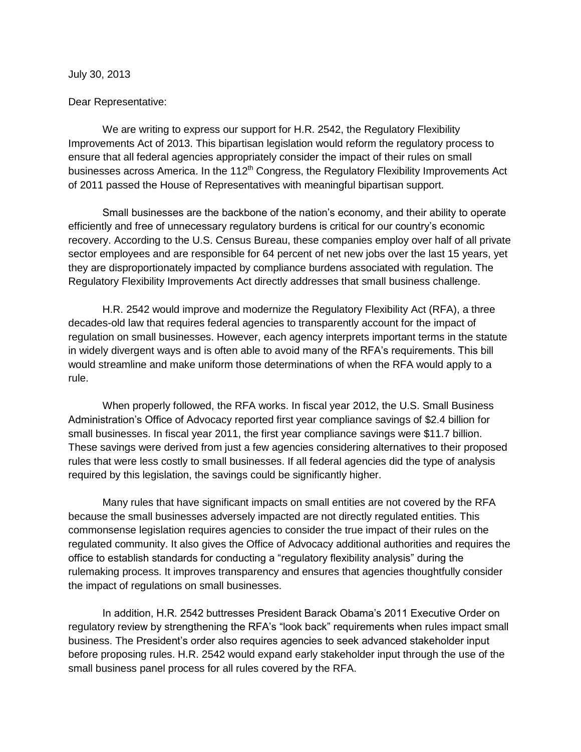July 30, 2013

Dear Representative:

We are writing to express our support for H.R. 2542, the Regulatory Flexibility Improvements Act of 2013. This bipartisan legislation would reform the regulatory process to ensure that all federal agencies appropriately consider the impact of their rules on small businesses across America. In the 112th Congress, the Regulatory Flexibility Improvements Act of 2011 passed the House of Representatives with meaningful bipartisan support.

Small businesses are the backbone of the nation's economy, and their ability to operate efficiently and free of unnecessary regulatory burdens is critical for our country's economic recovery. According to the U.S. Census Bureau, these companies employ over half of all private sector employees and are responsible for 64 percent of net new jobs over the last 15 years, yet they are disproportionately impacted by compliance burdens associated with regulation. The Regulatory Flexibility Improvements Act directly addresses that small business challenge.

H.R. 2542 would improve and modernize the Regulatory Flexibility Act (RFA), a three decades-old law that requires federal agencies to transparently account for the impact of regulation on small businesses. However, each agency interprets important terms in the statute in widely divergent ways and is often able to avoid many of the RFA's requirements. This bill would streamline and make uniform those determinations of when the RFA would apply to a rule.

When properly followed, the RFA works. In fiscal year 2012, the U.S. Small Business Administration's Office of Advocacy reported first year compliance savings of $2.4 billion for small businesses. In fiscal year 2011, the first year compliance savings were $11.7 billion. These savings were derived from just a few agencies considering alternatives to their proposed rules that were less costly to small businesses. If all federal agencies did the type of analysis required by this legislation, the savings could be significantly higher.

Many rules that have significant impacts on small entities are not covered by the RFA because the small businesses adversely impacted are not directly regulated entities. This commonsense legislation requires agencies to consider the true impact of their rules on the regulated community. It also gives the Office of Advocacy additional authorities and requires the office to establish standards for conducting a "regulatory flexibility analysis" during the rulemaking process. It improves transparency and ensures that agencies thoughtfully consider the impact of regulations on small businesses.

In addition, H.R. 2542 buttresses President Barack Obama's 2011 Executive Order on regulatory review by strengthening the RFA's "look back" requirements when rules impact small business. The President's order also requires agencies to seek advanced stakeholder input before proposing rules. H.R. 2542 would expand early stakeholder input through the use of the small business panel process for all rules covered by the RFA.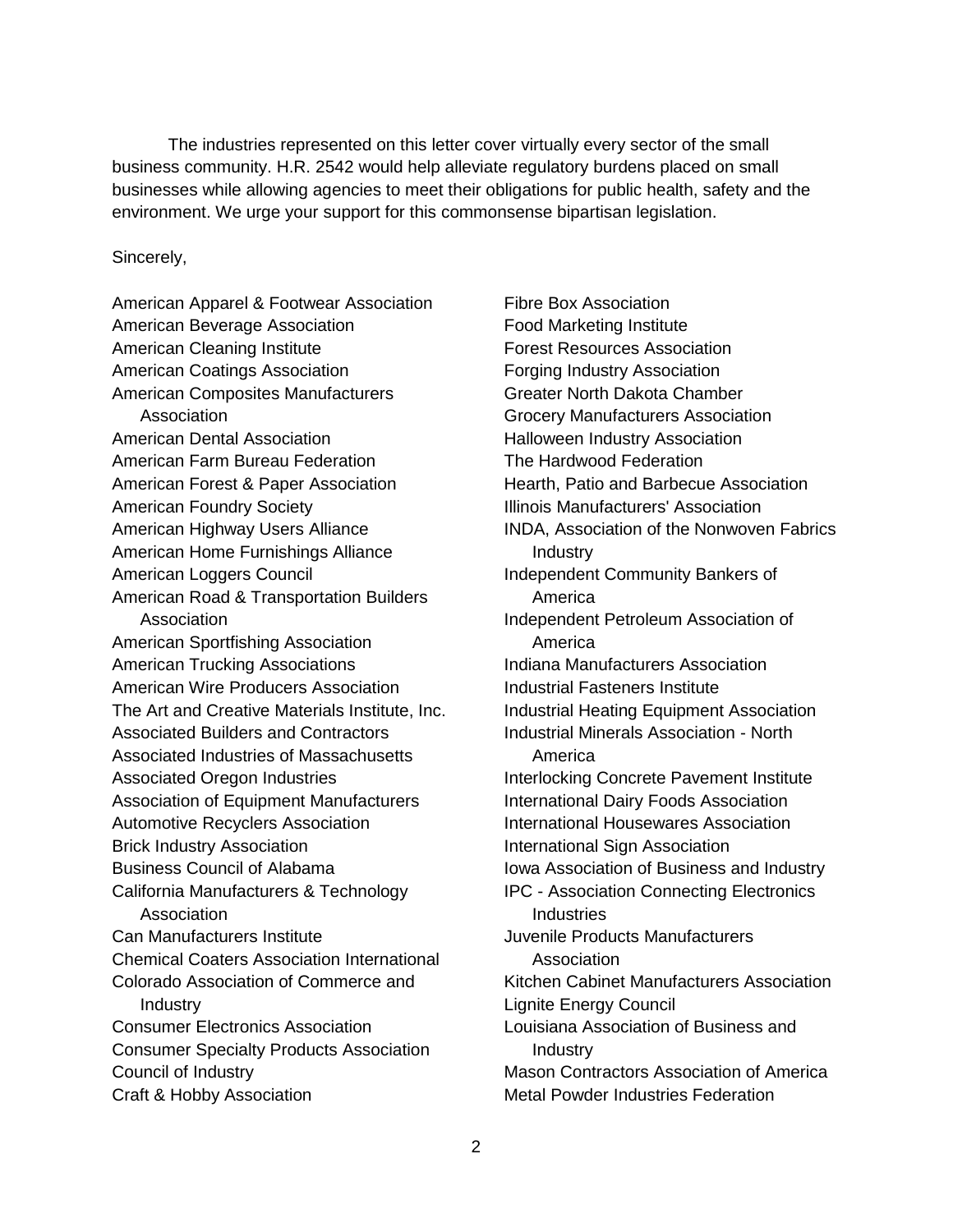The industries represented on this letter cover virtually every sector of the small business community. H.R. 2542 would help alleviate regulatory burdens placed on small businesses while allowing agencies to meet their obligations for public health, safety and the environment. We urge your support for this commonsense bipartisan legislation.

Sincerely,

American Apparel & Footwear Association
American Beverage Association
American Cleaning Institute
American Coatings Association
American Composites Manufacturers Association
American Dental Association
American Farm Bureau Federation
American Forest & Paper Association
American Foundry Society
American Highway Users Alliance
American Home Furnishings Alliance
American Loggers Council
American Road & Transportation Builders Association
American Sportfishing Association
American Trucking Associations
American Wire Producers Association
The Art and Creative Materials Institute, Inc.
Associated Builders and Contractors
Associated Industries of Massachusetts
Associated Oregon Industries
Association of Equipment Manufacturers
Automotive Recyclers Association
Brick Industry Association
Business Council of Alabama
California Manufacturers & Technology Association
Can Manufacturers Institute
Chemical Coaters Association International
Colorado Association of Commerce and Industry
Consumer Electronics Association
Consumer Specialty Products Association
Council of Industry
Craft & Hobby Association
Fibre Box Association
Food Marketing Institute
Forest Resources Association
Forging Industry Association
Greater North Dakota Chamber
Grocery Manufacturers Association
Halloween Industry Association
The Hardwood Federation
Hearth, Patio and Barbecue Association
Illinois Manufacturers' Association
INDA, Association of the Nonwoven Fabrics Industry
Independent Community Bankers of America
Independent Petroleum Association of America
Indiana Manufacturers Association
Industrial Fasteners Institute
Industrial Heating Equipment Association
Industrial Minerals Association - North America
Interlocking Concrete Pavement Institute
International Dairy Foods Association
International Housewares Association
International Sign Association
Iowa Association of Business and Industry
IPC - Association Connecting Electronics Industries
Juvenile Products Manufacturers Association
Kitchen Cabinet Manufacturers Association
Lignite Energy Council
Louisiana Association of Business and Industry
Mason Contractors Association of America
Metal Powder Industries Federation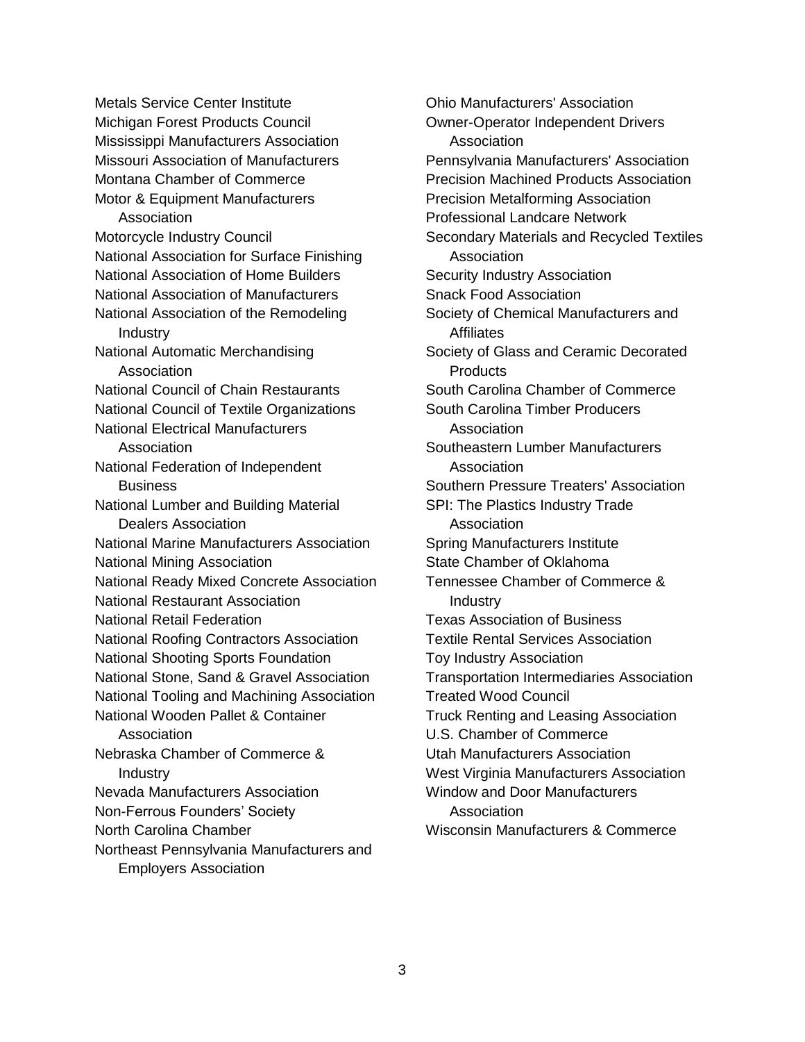Metals Service Center Institute
Michigan Forest Products Council
Mississippi Manufacturers Association
Missouri Association of Manufacturers
Montana Chamber of Commerce
Motor & Equipment Manufacturers Association
Motorcycle Industry Council
National Association for Surface Finishing
National Association of Home Builders
National Association of Manufacturers
National Association of the Remodeling Industry
National Automatic Merchandising Association
National Council of Chain Restaurants
National Council of Textile Organizations
National Electrical Manufacturers Association
National Federation of Independent Business
National Lumber and Building Material Dealers Association
National Marine Manufacturers Association
National Mining Association
National Ready Mixed Concrete Association
National Restaurant Association
National Retail Federation
National Roofing Contractors Association
National Shooting Sports Foundation
National Stone, Sand & Gravel Association
National Tooling and Machining Association
National Wooden Pallet & Container Association
Nebraska Chamber of Commerce & Industry
Nevada Manufacturers Association
Non-Ferrous Founders' Society
North Carolina Chamber
Northeast Pennsylvania Manufacturers and Employers Association
Ohio Manufacturers' Association
Owner-Operator Independent Drivers Association
Pennsylvania Manufacturers' Association
Precision Machined Products Association
Precision Metalforming Association
Professional Landcare Network
Secondary Materials and Recycled Textiles Association
Security Industry Association
Snack Food Association
Society of Chemical Manufacturers and Affiliates
Society of Glass and Ceramic Decorated Products
South Carolina Chamber of Commerce
South Carolina Timber Producers Association
Southeastern Lumber Manufacturers Association
Southern Pressure Treaters' Association
SPI: The Plastics Industry Trade Association
Spring Manufacturers Institute
State Chamber of Oklahoma
Tennessee Chamber of Commerce & Industry
Texas Association of Business
Textile Rental Services Association
Toy Industry Association
Transportation Intermediaries Association
Treated Wood Council
Truck Renting and Leasing Association
U.S. Chamber of Commerce
Utah Manufacturers Association
West Virginia Manufacturers Association
Window and Door Manufacturers Association
Wisconsin Manufacturers & Commerce